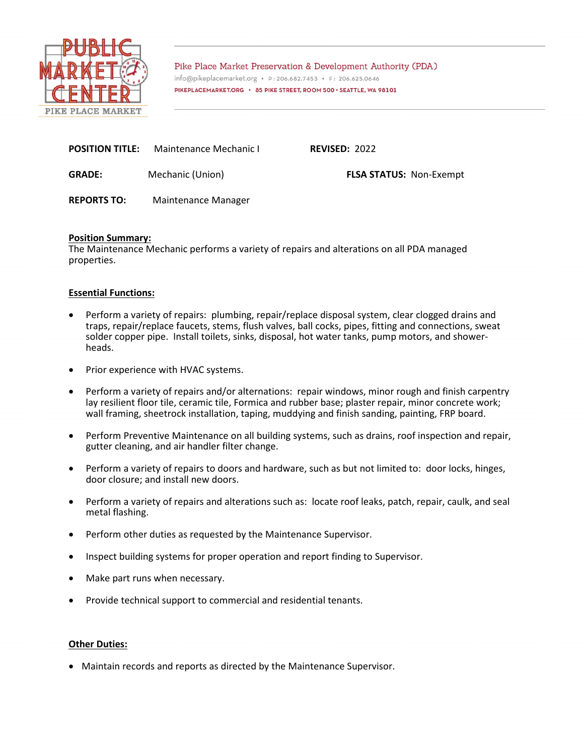Pike Place Market Preservation & Development Authority (PDA)
info@pikeplacemarket.org • P: 206.682.7453 • F: 206.625.0646
PIKEPLACEMARKET.ORG • 85 PIKE STREET, ROOM 500 • SEATTLE, WA 98101

**POSITION TITLE:** Maintenance Mechanic I  **REVISED:** 2022

**GRADE:** Mechanic (Union)  **FLSA STATUS:** Non-Exempt

**REPORTS TO:** Maintenance Manager

**Position Summary:**
The Maintenance Mechanic performs a variety of repairs and alterations on all PDA managed properties.

**Essential Functions:**

- Perform a variety of repairs: plumbing, repair/replace disposal system, clear clogged drains and traps, repair/replace faucets, stems, flush valves, ball cocks, pipes, fitting and connections, sweat solder copper pipe. Install toilets, sinks, disposal, hot water tanks, pump motors, and shower-heads.
- Prior experience with HVAC systems.
- Perform a variety of repairs and/or alternations: repair windows, minor rough and finish carpentry lay resilient floor tile, ceramic tile, Formica and rubber base; plaster repair, minor concrete work; wall framing, sheetrock installation, taping, muddying and finish sanding, painting, FRP board.
- Perform Preventive Maintenance on all building systems, such as drains, roof inspection and repair, gutter cleaning, and air handler filter change.
- Perform a variety of repairs to doors and hardware, such as but not limited to: door locks, hinges, door closure; and install new doors.
- Perform a variety of repairs and alterations such as: locate roof leaks, patch, repair, caulk, and seal metal flashing.
- Perform other duties as requested by the Maintenance Supervisor.
- Inspect building systems for proper operation and report finding to Supervisor.
- Make part runs when necessary.
- Provide technical support to commercial and residential tenants.

**Other Duties:**

- Maintain records and reports as directed by the Maintenance Supervisor.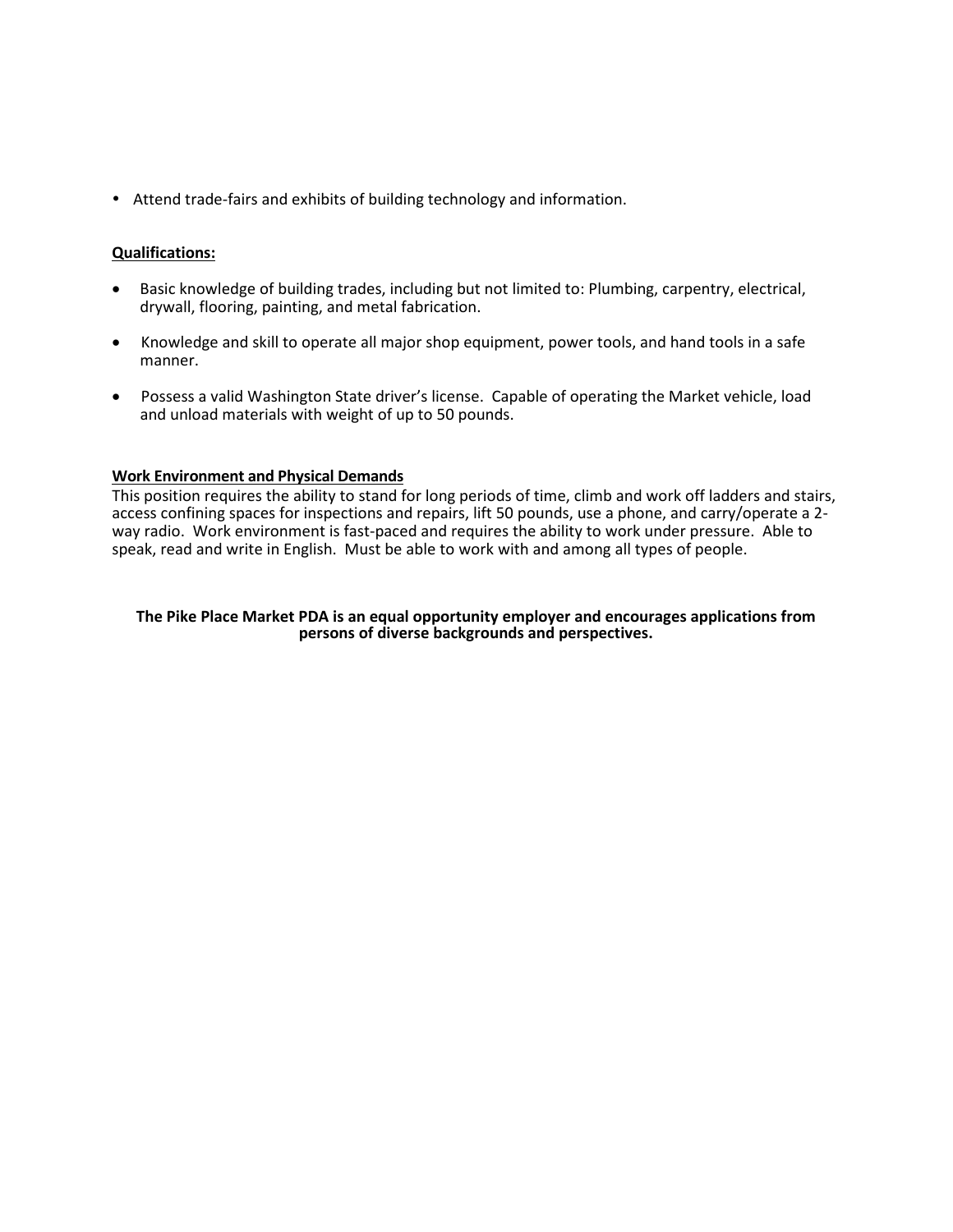- Attend trade-fairs and exhibits of building technology and information.

**Qualifications:**

- Basic knowledge of building trades, including but not limited to: Plumbing, carpentry, electrical, drywall, flooring, painting, and metal fabrication.

- Knowledge and skill to operate all major shop equipment, power tools, and hand tools in a safe manner.

- Possess a valid Washington State driver's license. Capable of operating the Market vehicle, load and unload materials with weight of up to 50 pounds.

**Work Environment and Physical Demands**

This position requires the ability to stand for long periods of time, climb and work off ladders and stairs, access confining spaces for inspections and repairs, lift 50 pounds, use a phone, and carry/operate a 2-way radio. Work environment is fast-paced and requires the ability to work under pressure. Able to speak, read and write in English. Must be able to work with and among all types of people.

**The Pike Place Market PDA is an equal opportunity employer and encourages applications from persons of diverse backgrounds and perspectives.**